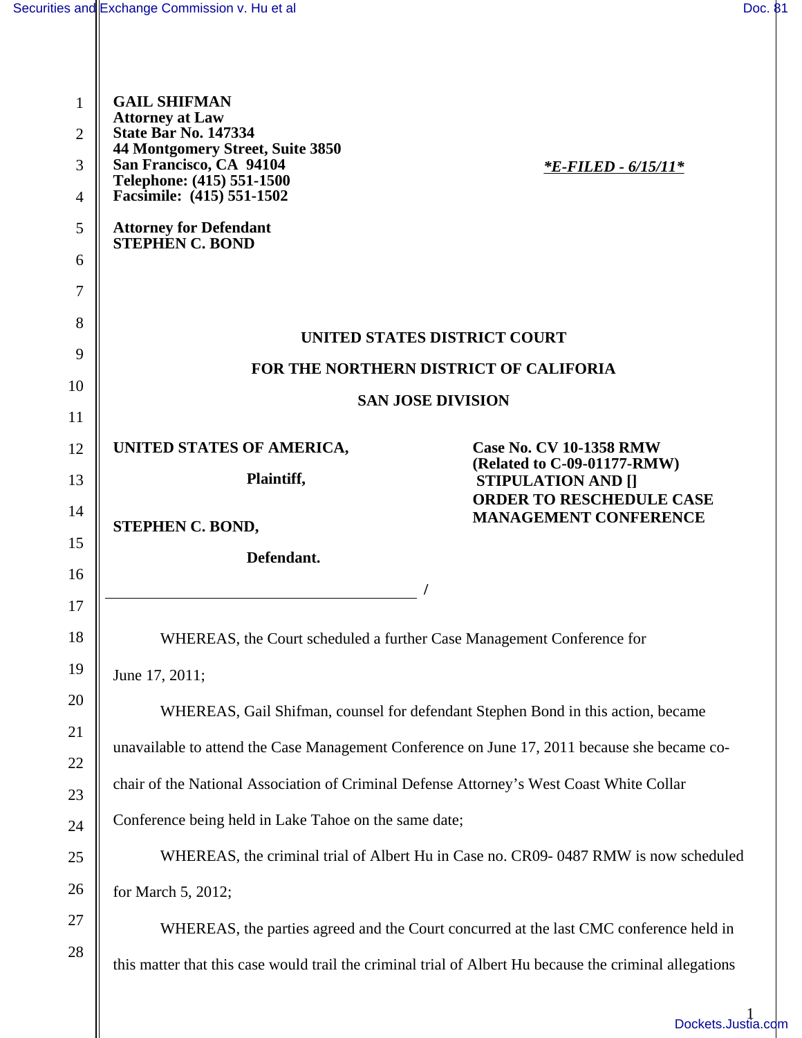**GAIL SHIFMAN**
**Attorney at Law**
**State Bar No. 147334**
**44 Montgomery Street, Suite 3850**
**San Francisco, CA 94104**
**Telephone: (415) 551-1500**
**Facsimile: (415) 551-1502**

***E-FILED - 6/15/11***

**Attorney for Defendant**
**STEPHEN C. BOND**

**UNITED STATES DISTRICT COURT**

**FOR THE NORTHERN DISTRICT OF CALIFORIA**

**SAN JOSE DIVISION**

**UNITED STATES OF AMERICA,**

**Plaintiff,**

**STEPHEN C. BOND,**

**Defendant.**

**/**

**Case No. CV 10-1358 RMW**
**(Related to C-09-01177-RMW)**
**STIPULATION AND []**
**ORDER TO RESCHEDULE CASE MANAGEMENT CONFERENCE**

WHEREAS, the Court scheduled a further Case Management Conference for June 17, 2011;

WHEREAS, Gail Shifman, counsel for defendant Stephen Bond in this action, became unavailable to attend the Case Management Conference on June 17, 2011 because she became co-chair of the National Association of Criminal Defense Attorney's West Coast White Collar Conference being held in Lake Tahoe on the same date;

WHEREAS, the criminal trial of Albert Hu in Case no. CR09- 0487 RMW is now scheduled for March 5, 2012;

WHEREAS, the parties agreed and the Court concurred at the last CMC conference held in this matter that this case would trail the criminal trial of Albert Hu because the criminal allegations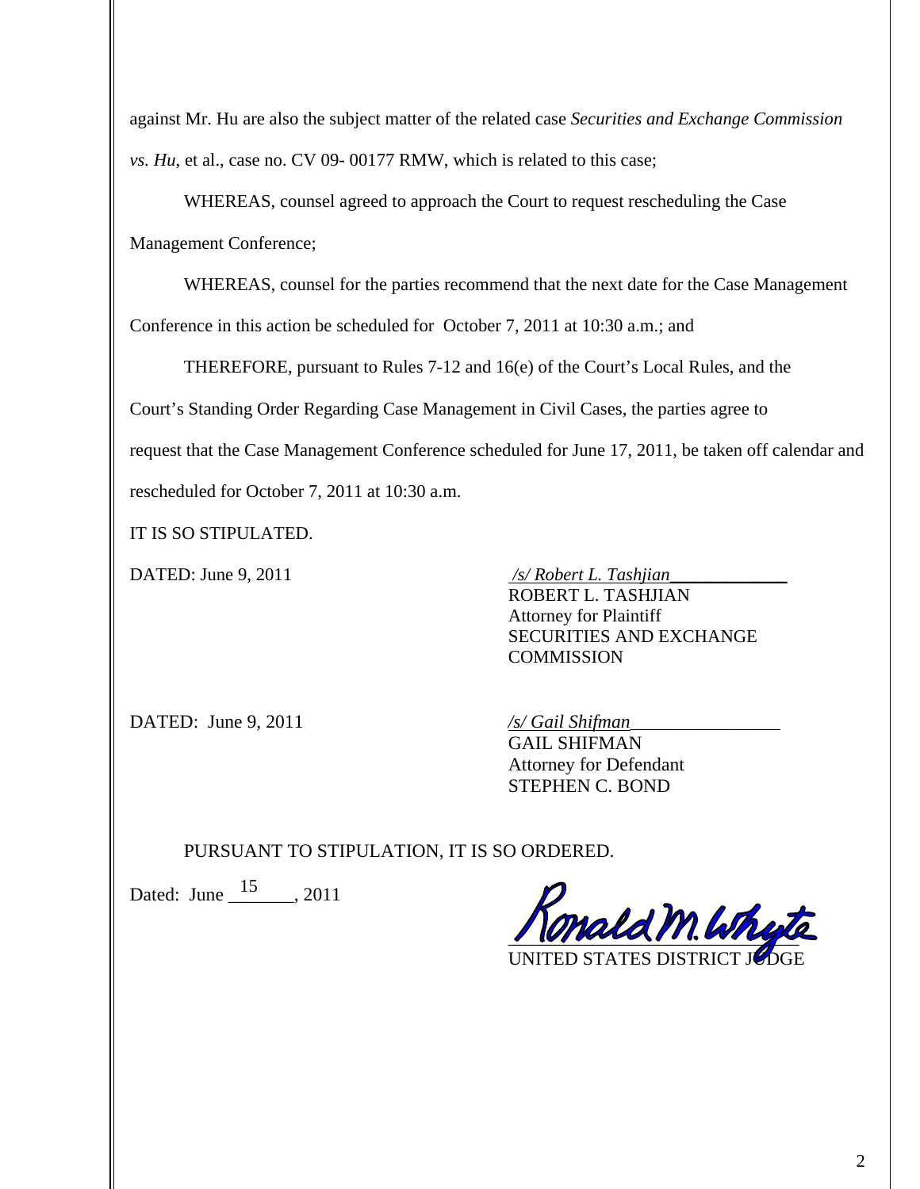against Mr. Hu are also the subject matter of the related case *Securities and Exchange Commission vs. Hu*, et al., case no. CV 09- 00177 RMW, which is related to this case;

WHEREAS, counsel agreed to approach the Court to request rescheduling the Case Management Conference;

WHEREAS, counsel for the parties recommend that the next date for the Case Management Conference in this action be scheduled for October 7, 2011 at 10:30 a.m.; and

THEREFORE, pursuant to Rules 7-12 and 16(e) of the Court's Local Rules, and the Court's Standing Order Regarding Case Management in Civil Cases, the parties agree to request that the Case Management Conference scheduled for June 17, 2011, be taken off calendar and rescheduled for October 7, 2011 at 10:30 a.m.

IT IS SO STIPULATED.

DATED: June 9, 2011

*/s/ Robert L. Tashjian*
ROBERT L. TASHJIAN
Attorney for Plaintiff
SECURITIES AND EXCHANGE COMMISSION

DATED: June 9, 2011

*/s/ Gail Shifman*
GAIL SHIFMAN
Attorney for Defendant
STEPHEN C. BOND

PURSUANT TO STIPULATION, IT IS SO ORDERED.

Dated: June 15, 2011

Ronald M. Whyte
UNITED STATES DISTRICT JUDGE